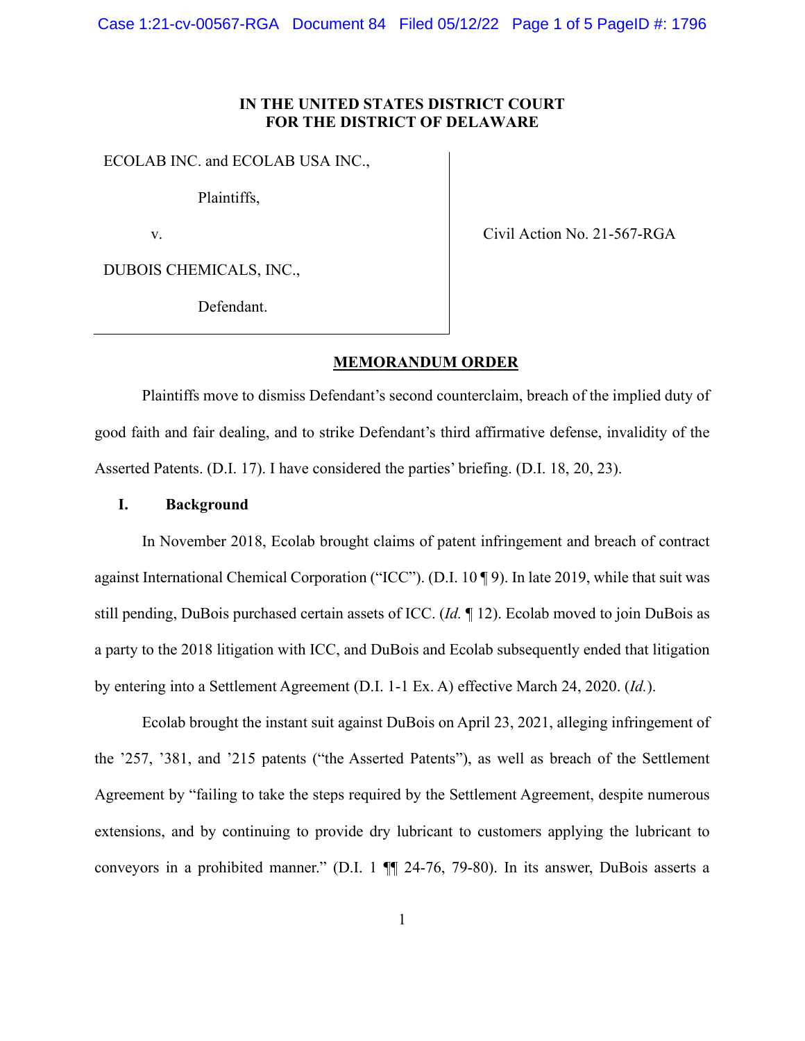**IN THE UNITED STATES DISTRICT COURT**
**FOR THE DISTRICT OF DELAWARE**

ECOLAB INC. and ECOLAB USA INC.,

Plaintiffs,

v.

DUBOIS CHEMICALS, INC.,

Defendant.

Civil Action No. 21-567-RGA

**MEMORANDUM ORDER**

Plaintiffs move to dismiss Defendant's second counterclaim, breach of the implied duty of good faith and fair dealing, and to strike Defendant's third affirmative defense, invalidity of the Asserted Patents. (D.I. 17). I have considered the parties' briefing. (D.I. 18, 20, 23).

## I. Background

In November 2018, Ecolab brought claims of patent infringement and breach of contract against International Chemical Corporation ("ICC"). (D.I. 10 ¶ 9). In late 2019, while that suit was still pending, DuBois purchased certain assets of ICC. (*Id.* ¶ 12). Ecolab moved to join DuBois as a party to the 2018 litigation with ICC, and DuBois and Ecolab subsequently ended that litigation by entering into a Settlement Agreement (D.I. 1-1 Ex. A) effective March 24, 2020. (*Id.*).

Ecolab brought the instant suit against DuBois on April 23, 2021, alleging infringement of the '257, '381, and '215 patents ("the Asserted Patents"), as well as breach of the Settlement Agreement by "failing to take the steps required by the Settlement Agreement, despite numerous extensions, and by continuing to provide dry lubricant to customers applying the lubricant to conveyors in a prohibited manner." (D.I. 1 ¶¶ 24-76, 79-80). In its answer, DuBois asserts a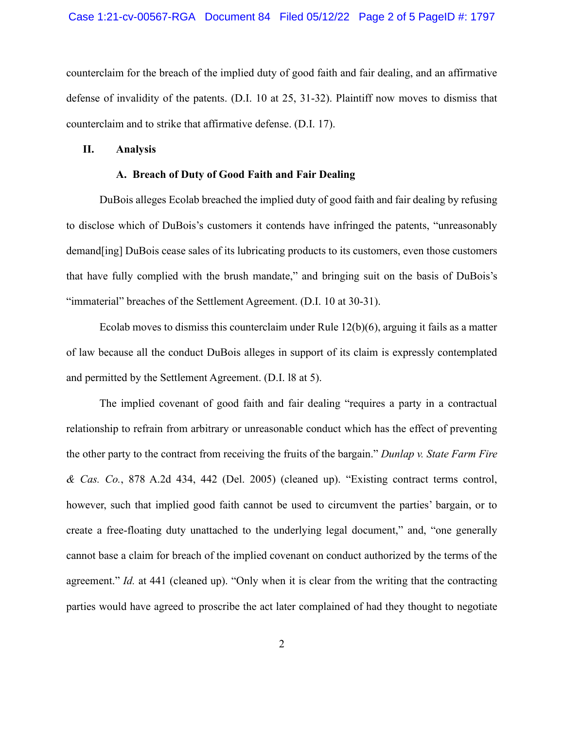counterclaim for the breach of the implied duty of good faith and fair dealing, and an affirmative defense of invalidity of the patents. (D.I. 10 at 25, 31-32). Plaintiff now moves to dismiss that counterclaim and to strike that affirmative defense. (D.I. 17).

## II. Analysis

### A. Breach of Duty of Good Faith and Fair Dealing

DuBois alleges Ecolab breached the implied duty of good faith and fair dealing by refusing to disclose which of DuBois's customers it contends have infringed the patents, "unreasonably demand[ing] DuBois cease sales of its lubricating products to its customers, even those customers that have fully complied with the brush mandate," and bringing suit on the basis of DuBois's "immaterial" breaches of the Settlement Agreement. (D.I. 10 at 30-31).

Ecolab moves to dismiss this counterclaim under Rule 12(b)(6), arguing it fails as a matter of law because all the conduct DuBois alleges in support of its claim is expressly contemplated and permitted by the Settlement Agreement. (D.I. l8 at 5).

The implied covenant of good faith and fair dealing "requires a party in a contractual relationship to refrain from arbitrary or unreasonable conduct which has the effect of preventing the other party to the contract from receiving the fruits of the bargain." *Dunlap v. State Farm Fire & Cas. Co.*, 878 A.2d 434, 442 (Del. 2005) (cleaned up). "Existing contract terms control, however, such that implied good faith cannot be used to circumvent the parties' bargain, or to create a free-floating duty unattached to the underlying legal document," and, "one generally cannot base a claim for breach of the implied covenant on conduct authorized by the terms of the agreement." *Id.* at 441 (cleaned up). "Only when it is clear from the writing that the contracting parties would have agreed to proscribe the act later complained of had they thought to negotiate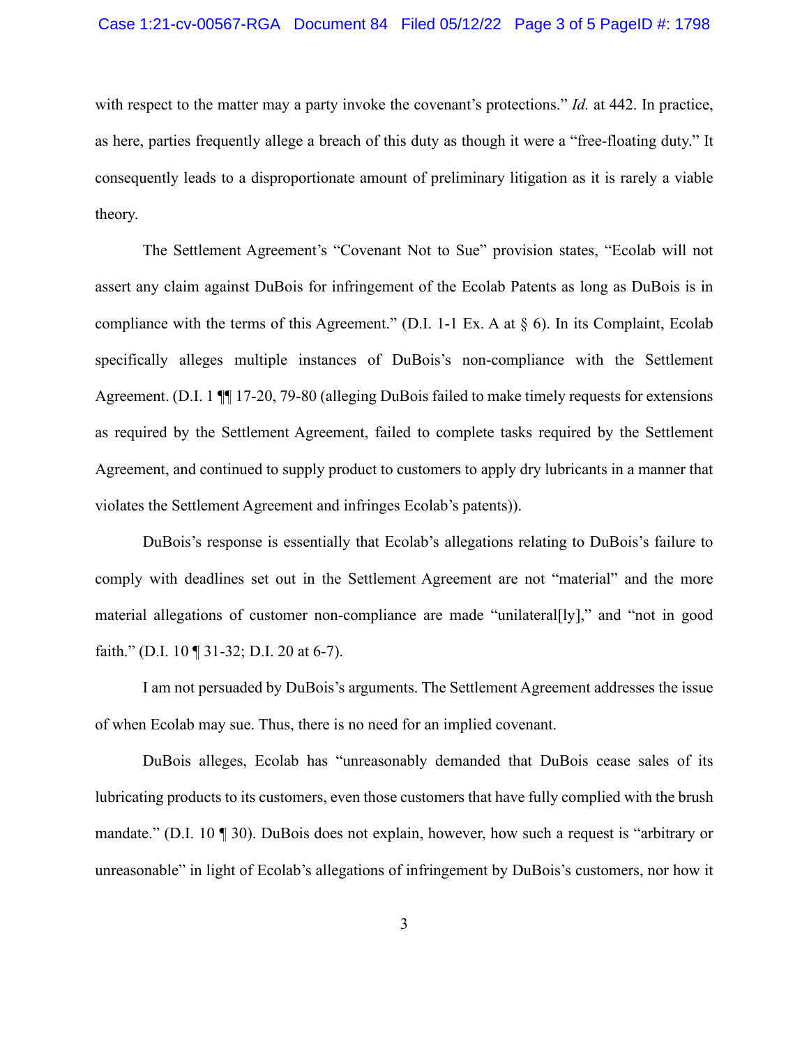with respect to the matter may a party invoke the covenant's protections." *Id.* at 442. In practice, as here, parties frequently allege a breach of this duty as though it were a "free-floating duty." It consequently leads to a disproportionate amount of preliminary litigation as it is rarely a viable theory.

The Settlement Agreement's "Covenant Not to Sue" provision states, "Ecolab will not assert any claim against DuBois for infringement of the Ecolab Patents as long as DuBois is in compliance with the terms of this Agreement." (D.I. 1-1 Ex. A at § 6). In its Complaint, Ecolab specifically alleges multiple instances of DuBois's non-compliance with the Settlement Agreement. (D.I. 1 ¶¶ 17-20, 79-80 (alleging DuBois failed to make timely requests for extensions as required by the Settlement Agreement, failed to complete tasks required by the Settlement Agreement, and continued to supply product to customers to apply dry lubricants in a manner that violates the Settlement Agreement and infringes Ecolab's patents)).

DuBois's response is essentially that Ecolab's allegations relating to DuBois's failure to comply with deadlines set out in the Settlement Agreement are not "material" and the more material allegations of customer non-compliance are made "unilateral[ly]," and "not in good faith." (D.I. 10 ¶ 31-32; D.I. 20 at 6-7).

I am not persuaded by DuBois's arguments. The Settlement Agreement addresses the issue of when Ecolab may sue. Thus, there is no need for an implied covenant.

DuBois alleges, Ecolab has "unreasonably demanded that DuBois cease sales of its lubricating products to its customers, even those customers that have fully complied with the brush mandate." (D.I. 10 ¶ 30). DuBois does not explain, however, how such a request is "arbitrary or unreasonable" in light of Ecolab's allegations of infringement by DuBois's customers, nor how it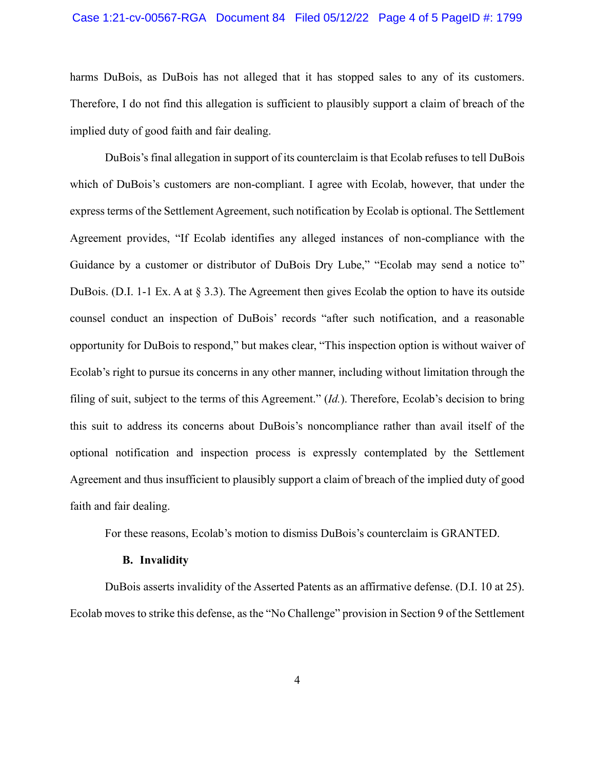harms DuBois, as DuBois has not alleged that it has stopped sales to any of its customers. Therefore, I do not find this allegation is sufficient to plausibly support a claim of breach of the implied duty of good faith and fair dealing.

DuBois's final allegation in support of its counterclaim is that Ecolab refuses to tell DuBois which of DuBois's customers are non-compliant. I agree with Ecolab, however, that under the express terms of the Settlement Agreement, such notification by Ecolab is optional. The Settlement Agreement provides, "If Ecolab identifies any alleged instances of non-compliance with the Guidance by a customer or distributor of DuBois Dry Lube," "Ecolab may send a notice to" DuBois. (D.I. 1-1 Ex. A at § 3.3). The Agreement then gives Ecolab the option to have its outside counsel conduct an inspection of DuBois' records "after such notification, and a reasonable opportunity for DuBois to respond," but makes clear, "This inspection option is without waiver of Ecolab's right to pursue its concerns in any other manner, including without limitation through the filing of suit, subject to the terms of this Agreement." (*Id.*). Therefore, Ecolab's decision to bring this suit to address its concerns about DuBois's noncompliance rather than avail itself of the optional notification and inspection process is expressly contemplated by the Settlement Agreement and thus insufficient to plausibly support a claim of breach of the implied duty of good faith and fair dealing.

For these reasons, Ecolab's motion to dismiss DuBois's counterclaim is GRANTED.

### B. Invalidity

DuBois asserts invalidity of the Asserted Patents as an affirmative defense. (D.I. 10 at 25). Ecolab moves to strike this defense, as the "No Challenge" provision in Section 9 of the Settlement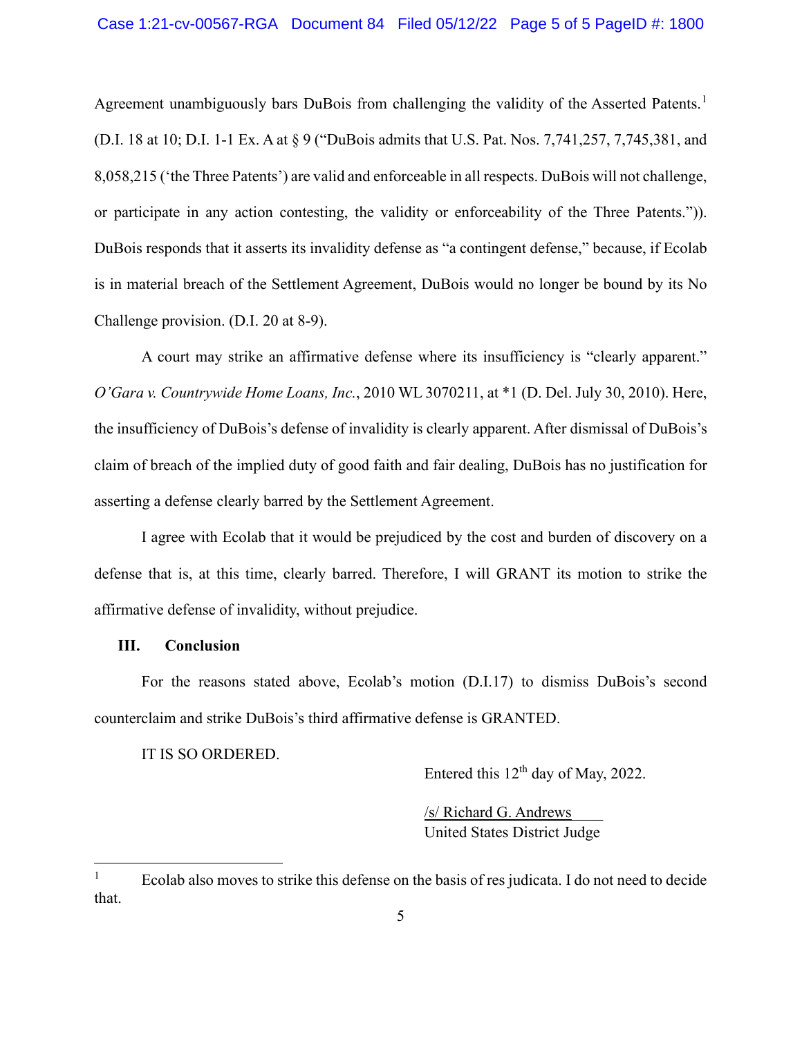Agreement unambiguously bars DuBois from challenging the validity of the Asserted Patents.[1] (D.I. 18 at 10; D.I. 1-1 Ex. A at § 9 ("DuBois admits that U.S. Pat. Nos. 7,741,257, 7,745,381, and 8,058,215 ('the Three Patents') are valid and enforceable in all respects. DuBois will not challenge, or participate in any action contesting, the validity or enforceability of the Three Patents.")). DuBois responds that it asserts its invalidity defense as "a contingent defense," because, if Ecolab is in material breach of the Settlement Agreement, DuBois would no longer be bound by its No Challenge provision. (D.I. 20 at 8-9).

A court may strike an affirmative defense where its insufficiency is "clearly apparent." *O'Gara v. Countrywide Home Loans, Inc.*, 2010 WL 3070211, at *1 (D. Del. July 30, 2010). Here, the insufficiency of DuBois's defense of invalidity is clearly apparent. After dismissal of DuBois's claim of breach of the implied duty of good faith and fair dealing, DuBois has no justification for asserting a defense clearly barred by the Settlement Agreement.

I agree with Ecolab that it would be prejudiced by the cost and burden of discovery on a defense that is, at this time, clearly barred. Therefore, I will GRANT its motion to strike the affirmative defense of invalidity, without prejudice.

## III. Conclusion

For the reasons stated above, Ecolab's motion (D.I.17) to dismiss DuBois's second counterclaim and strike DuBois's third affirmative defense is GRANTED.

IT IS SO ORDERED.

Entered this 12th day of May, 2022.

/s/ Richard G. Andrews
United States District Judge

---

[1] Ecolab also moves to strike this defense on the basis of res judicata. I do not need to decide that.